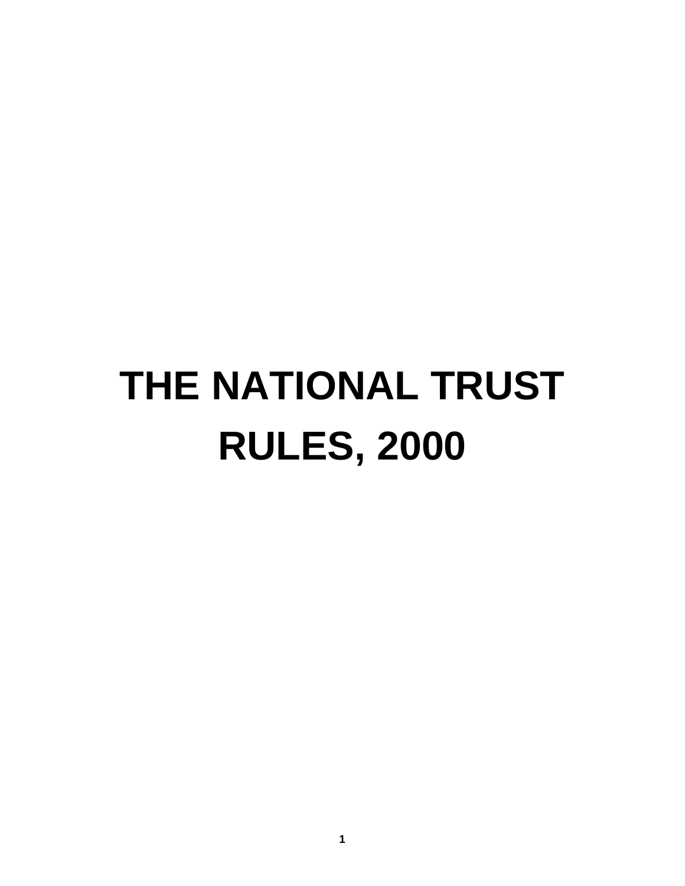# THE NATIONAL TRUST RULES, 2000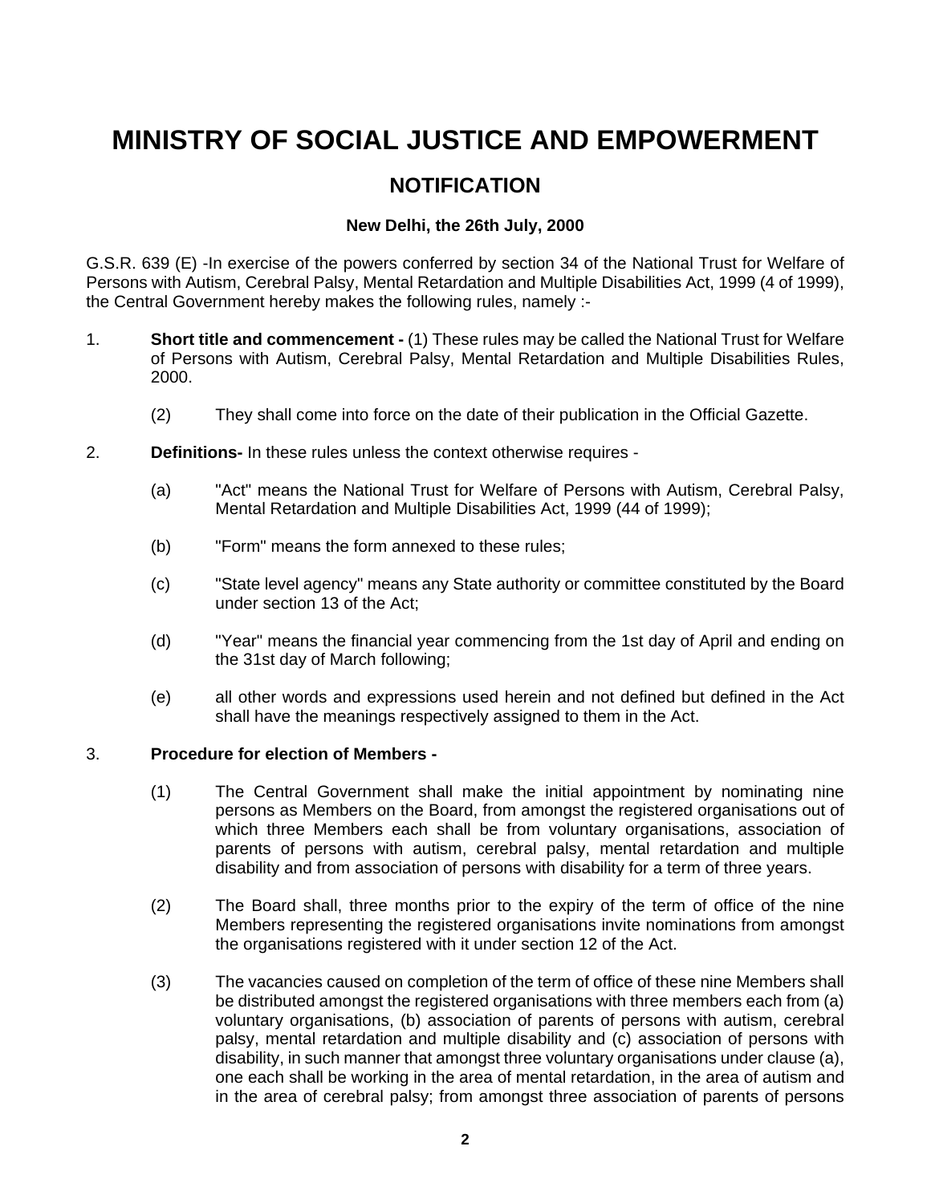# MINISTRY OF SOCIAL JUSTICE AND EMPOWERMENT

## NOTIFICATION

**New Delhi, the 26th July, 2000**

G.S.R. 639 (E) -In exercise of the powers conferred by section 34 of the National Trust for Welfare of Persons with Autism, Cerebral Palsy, Mental Retardation and Multiple Disabilities Act, 1999 (4 of 1999), the Central Government hereby makes the following rules, namely :-

1. **Short title and commencement -** (1) These rules may be called the National Trust for Welfare of Persons with Autism, Cerebral Palsy, Mental Retardation and Multiple Disabilities Rules, 2000.

   (2) They shall come into force on the date of their publication in the Official Gazette.

2. **Definitions-** In these rules unless the context otherwise requires -

   (a) "Act" means the National Trust for Welfare of Persons with Autism, Cerebral Palsy, Mental Retardation and Multiple Disabilities Act, 1999 (44 of 1999);

   (b) "Form" means the form annexed to these rules;

   (c) "State level agency" means any State authority or committee constituted by the Board under section 13 of the Act;

   (d) "Year" means the financial year commencing from the 1st day of April and ending on the 31st day of March following;

   (e) all other words and expressions used herein and not defined but defined in the Act shall have the meanings respectively assigned to them in the Act.

3. **Procedure for election of Members -**

   (1) The Central Government shall make the initial appointment by nominating nine persons as Members on the Board, from amongst the registered organisations out of which three Members each shall be from voluntary organisations, association of parents of persons with autism, cerebral palsy, mental retardation and multiple disability and from association of persons with disability for a term of three years.

   (2) The Board shall, three months prior to the expiry of the term of office of the nine Members representing the registered organisations invite nominations from amongst the organisations registered with it under section 12 of the Act.

   (3) The vacancies caused on completion of the term of office of these nine Members shall be distributed amongst the registered organisations with three members each from (a) voluntary organisations, (b) association of parents of persons with autism, cerebral palsy, mental retardation and multiple disability and (c) association of persons with disability, in such manner that amongst three voluntary organisations under clause (a), one each shall be working in the area of mental retardation, in the area of autism and in the area of cerebral palsy; from amongst three association of parents of persons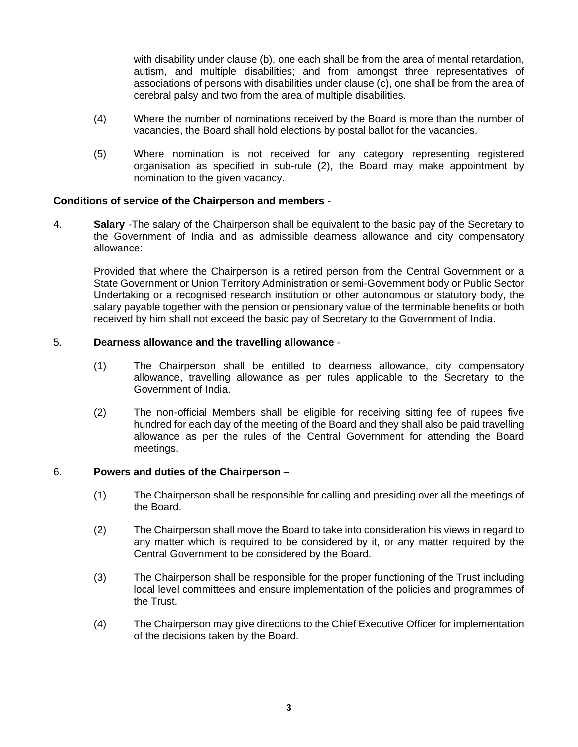with disability under clause (b), one each shall be from the area of mental retardation, autism, and multiple disabilities; and from amongst three representatives of associations of persons with disabilities under clause (c), one shall be from the area of cerebral palsy and two from the area of multiple disabilities.

(4) Where the number of nominations received by the Board is more than the number of vacancies, the Board shall hold elections by postal ballot for the vacancies.

(5) Where nomination is not received for any category representing registered organisation as specified in sub-rule (2), the Board may make appointment by nomination to the given vacancy.

**Conditions of service of the Chairperson and members** -

4. **Salary** -The salary of the Chairperson shall be equivalent to the basic pay of the Secretary to the Government of India and as admissible dearness allowance and city compensatory allowance:

Provided that where the Chairperson is a retired person from the Central Government or a State Government or Union Territory Administration or semi-Government body or Public Sector Undertaking or a recognised research institution or other autonomous or statutory body, the salary payable together with the pension or pensionary value of the terminable benefits or both received by him shall not exceed the basic pay of Secretary to the Government of India.

5. **Dearness allowance and the travelling allowance** -

(1) The Chairperson shall be entitled to dearness allowance, city compensatory allowance, travelling allowance as per rules applicable to the Secretary to the Government of India.

(2) The non-official Members shall be eligible for receiving sitting fee of rupees five hundred for each day of the meeting of the Board and they shall also be paid travelling allowance as per the rules of the Central Government for attending the Board meetings.

6. **Powers and duties of the Chairperson** –

(1) The Chairperson shall be responsible for calling and presiding over all the meetings of the Board.

(2) The Chairperson shall move the Board to take into consideration his views in regard to any matter which is required to be considered by it, or any matter required by the Central Government to be considered by the Board.

(3) The Chairperson shall be responsible for the proper functioning of the Trust including local level committees and ensure implementation of the policies and programmes of the Trust.

(4) The Chairperson may give directions to the Chief Executive Officer for implementation of the decisions taken by the Board.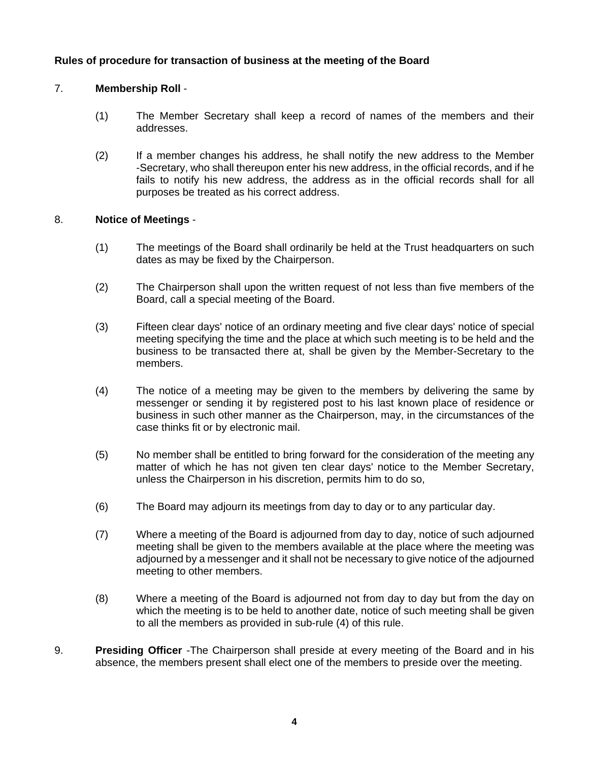**Rules of procedure for transaction of business at the meeting of the Board**

7. **Membership Roll** -

   (1) The Member Secretary shall keep a record of names of the members and their addresses.

   (2) If a member changes his address, he shall notify the new address to the Member -Secretary, who shall thereupon enter his new address, in the official records, and if he fails to notify his new address, the address as in the official records shall for all purposes be treated as his correct address.

8. **Notice of Meetings** -

   (1) The meetings of the Board shall ordinarily be held at the Trust headquarters on such dates as may be fixed by the Chairperson.

   (2) The Chairperson shall upon the written request of not less than five members of the Board, call a special meeting of the Board.

   (3) Fifteen clear days' notice of an ordinary meeting and five clear days' notice of special meeting specifying the time and the place at which such meeting is to be held and the business to be transacted there at, shall be given by the Member-Secretary to the members.

   (4) The notice of a meeting may be given to the members by delivering the same by messenger or sending it by registered post to his last known place of residence or business in such other manner as the Chairperson, may, in the circumstances of the case thinks fit or by electronic mail.

   (5) No member shall be entitled to bring forward for the consideration of the meeting any matter of which he has not given ten clear days' notice to the Member Secretary, unless the Chairperson in his discretion, permits him to do so,

   (6) The Board may adjourn its meetings from day to day or to any particular day.

   (7) Where a meeting of the Board is adjourned from day to day, notice of such adjourned meeting shall be given to the members available at the place where the meeting was adjourned by a messenger and it shall not be necessary to give notice of the adjourned meeting to other members.

   (8) Where a meeting of the Board is adjourned not from day to day but from the day on which the meeting is to be held to another date, notice of such meeting shall be given to all the members as provided in sub-rule (4) of this rule.

9. **Presiding Officer** -The Chairperson shall preside at every meeting of the Board and in his absence, the members present shall elect one of the members to preside over the meeting.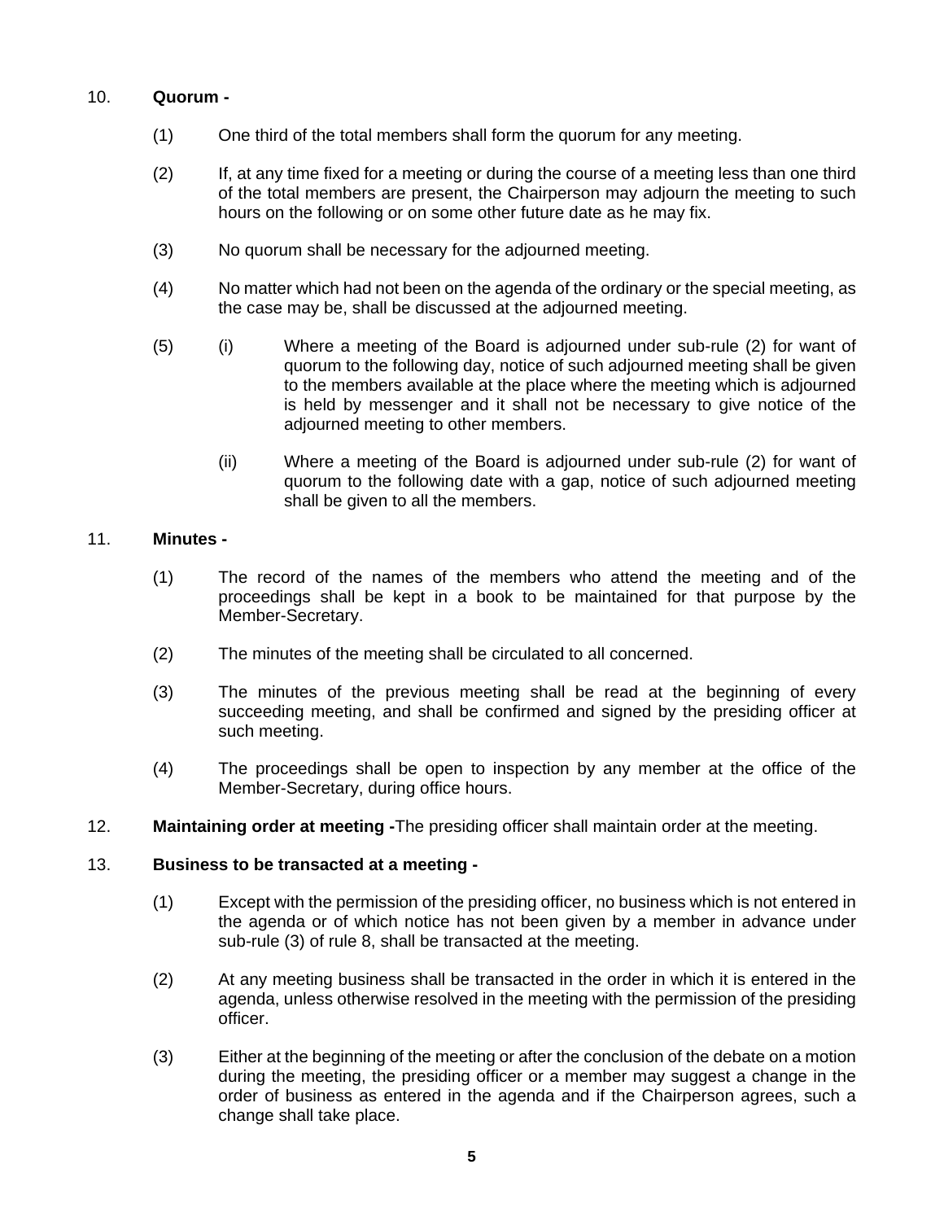10. **Quorum -**

(1) One third of the total members shall form the quorum for any meeting.

(2) If, at any time fixed for a meeting or during the course of a meeting less than one third of the total members are present, the Chairperson may adjourn the meeting to such hours on the following or on some other future date as he may fix.

(3) No quorum shall be necessary for the adjourned meeting.

(4) No matter which had not been on the agenda of the ordinary or the special meeting, as the case may be, shall be discussed at the adjourned meeting.

(5) (i) Where a meeting of the Board is adjourned under sub-rule (2) for want of quorum to the following day, notice of such adjourned meeting shall be given to the members available at the place where the meeting which is adjourned is held by messenger and it shall not be necessary to give notice of the adjourned meeting to other members.

(ii) Where a meeting of the Board is adjourned under sub-rule (2) for want of quorum to the following date with a gap, notice of such adjourned meeting shall be given to all the members.

11. **Minutes -**

(1) The record of the names of the members who attend the meeting and of the proceedings shall be kept in a book to be maintained for that purpose by the Member-Secretary.

(2) The minutes of the meeting shall be circulated to all concerned.

(3) The minutes of the previous meeting shall be read at the beginning of every succeeding meeting, and shall be confirmed and signed by the presiding officer at such meeting.

(4) The proceedings shall be open to inspection by any member at the office of the Member-Secretary, during office hours.

12. **Maintaining order at meeting -**The presiding officer shall maintain order at the meeting.

13. **Business to be transacted at a meeting -**

(1) Except with the permission of the presiding officer, no business which is not entered in the agenda or of which notice has not been given by a member in advance under sub-rule (3) of rule 8, shall be transacted at the meeting.

(2) At any meeting business shall be transacted in the order in which it is entered in the agenda, unless otherwise resolved in the meeting with the permission of the presiding officer.

(3) Either at the beginning of the meeting or after the conclusion of the debate on a motion during the meeting, the presiding officer or a member may suggest a change in the order of business as entered in the agenda and if the Chairperson agrees, such a change shall take place.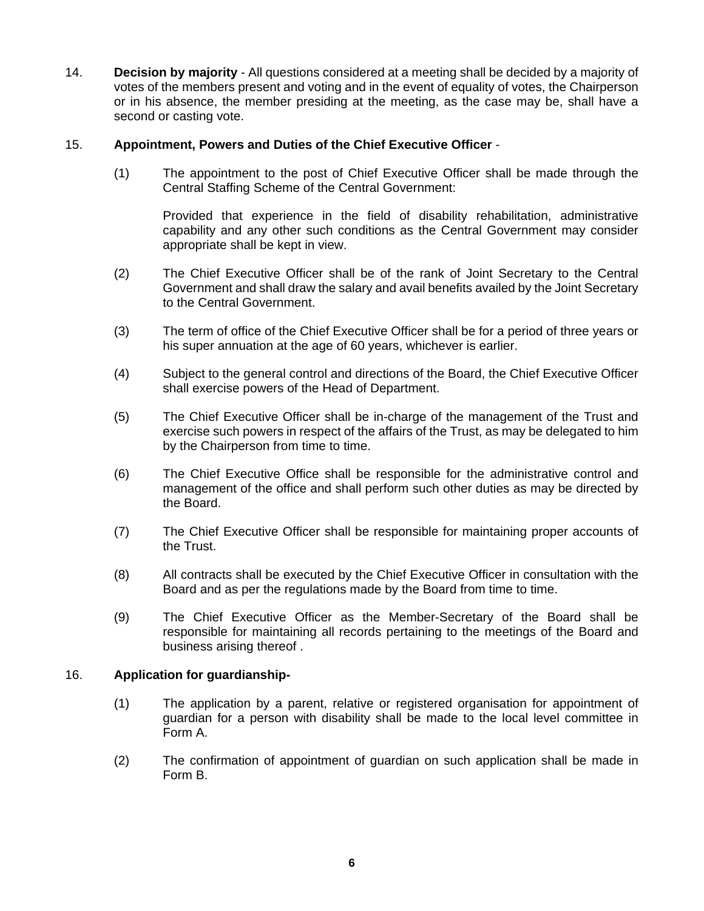14. **Decision by majority** - All questions considered at a meeting shall be decided by a majority of votes of the members present and voting and in the event of equality of votes, the Chairperson or in his absence, the member presiding at the meeting, as the case may be, shall have a second or casting vote.

15. **Appointment, Powers and Duties of the Chief Executive Officer** -

    (1) The appointment to the post of Chief Executive Officer shall be made through the Central Staffing Scheme of the Central Government:

    Provided that experience in the field of disability rehabilitation, administrative capability and any other such conditions as the Central Government may consider appropriate shall be kept in view.

    (2) The Chief Executive Officer shall be of the rank of Joint Secretary to the Central Government and shall draw the salary and avail benefits availed by the Joint Secretary to the Central Government.

    (3) The term of office of the Chief Executive Officer shall be for a period of three years or his super annuation at the age of 60 years, whichever is earlier.

    (4) Subject to the general control and directions of the Board, the Chief Executive Officer shall exercise powers of the Head of Department.

    (5) The Chief Executive Officer shall be in-charge of the management of the Trust and exercise such powers in respect of the affairs of the Trust, as may be delegated to him by the Chairperson from time to time.

    (6) The Chief Executive Office shall be responsible for the administrative control and management of the office and shall perform such other duties as may be directed by the Board.

    (7) The Chief Executive Officer shall be responsible for maintaining proper accounts of the Trust.

    (8) All contracts shall be executed by the Chief Executive Officer in consultation with the Board and as per the regulations made by the Board from time to time.

    (9) The Chief Executive Officer as the Member-Secretary of the Board shall be responsible for maintaining all records pertaining to the meetings of the Board and business arising thereof .

16. **Application for guardianship-**

    (1) The application by a parent, relative or registered organisation for appointment of guardian for a person with disability shall be made to the local level committee in Form A.

    (2) The confirmation of appointment of guardian on such application shall be made in Form B.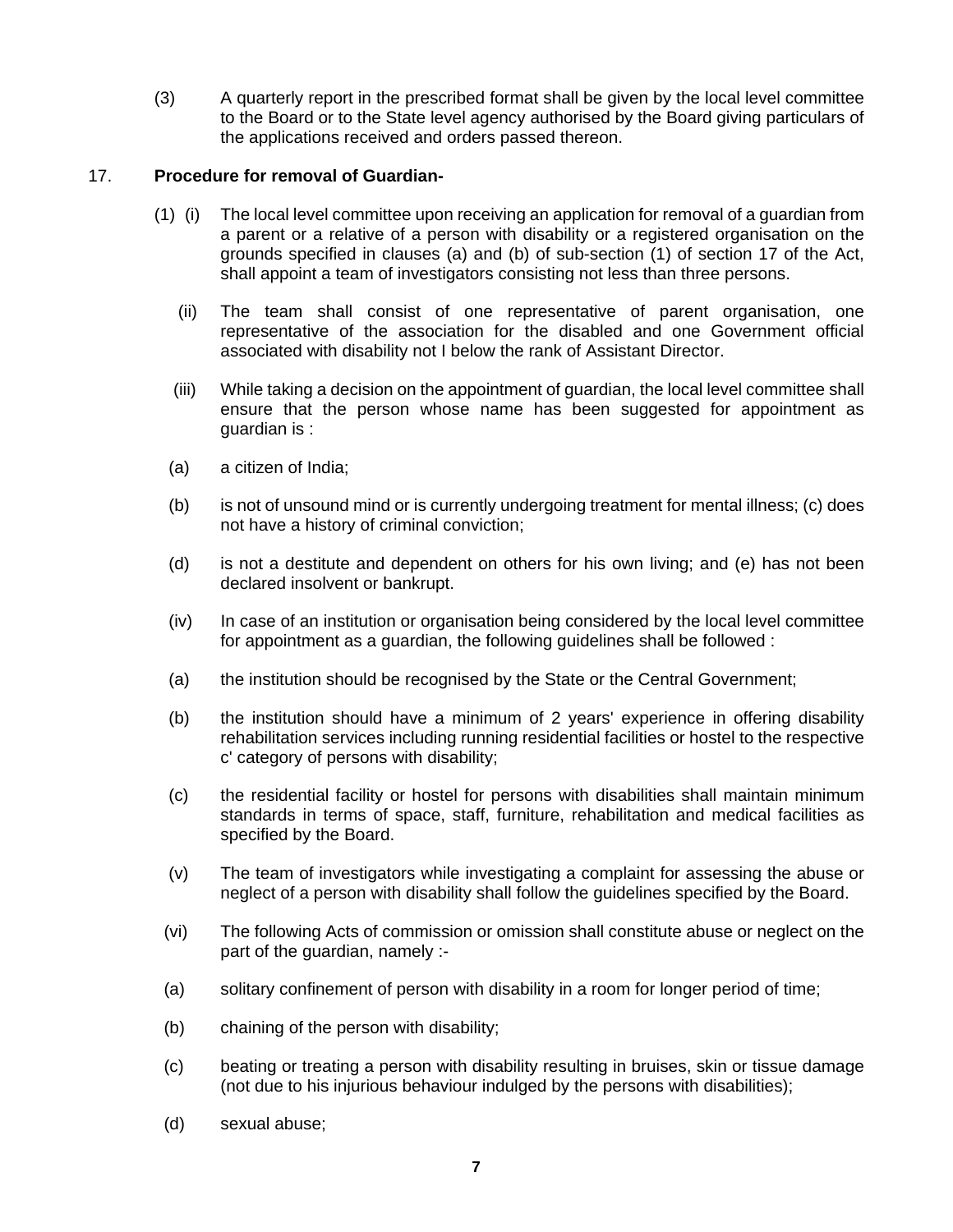(3) A quarterly report in the prescribed format shall be given by the local level committee to the Board or to the State level agency authorised by the Board giving particulars of the applications received and orders passed thereon.

17. **Procedure for removal of Guardian-**

(1) (i) The local level committee upon receiving an application for removal of a guardian from a parent or a relative of a person with disability or a registered organisation on the grounds specified in clauses (a) and (b) of sub-section (1) of section 17 of the Act, shall appoint a team of investigators consisting not less than three persons.

(ii) The team shall consist of one representative of parent organisation, one representative of the association for the disabled and one Government official associated with disability not I below the rank of Assistant Director.

(iii) While taking a decision on the appointment of guardian, the local level committee shall ensure that the person whose name has been suggested for appointment as guardian is :

(a) a citizen of India;

(b) is not of unsound mind or is currently undergoing treatment for mental illness; (c) does not have a history of criminal conviction;

(d) is not a destitute and dependent on others for his own living; and (e) has not been declared insolvent or bankrupt.

(iv) In case of an institution or organisation being considered by the local level committee for appointment as a guardian, the following guidelines shall be followed :

(a) the institution should be recognised by the State or the Central Government;

(b) the institution should have a minimum of 2 years' experience in offering disability rehabilitation services including running residential facilities or hostel to the respective c' category of persons with disability;

(c) the residential facility or hostel for persons with disabilities shall maintain minimum standards in terms of space, staff, furniture, rehabilitation and medical facilities as specified by the Board.

(v) The team of investigators while investigating a complaint for assessing the abuse or neglect of a person with disability shall follow the guidelines specified by the Board.

(vi) The following Acts of commission or omission shall constitute abuse or neglect on the part of the guardian, namely :-

(a) solitary confinement of person with disability in a room for longer period of time;

(b) chaining of the person with disability;

(c) beating or treating a person with disability resulting in bruises, skin or tissue damage (not due to his injurious behaviour indulged by the persons with disabilities);

(d) sexual abuse;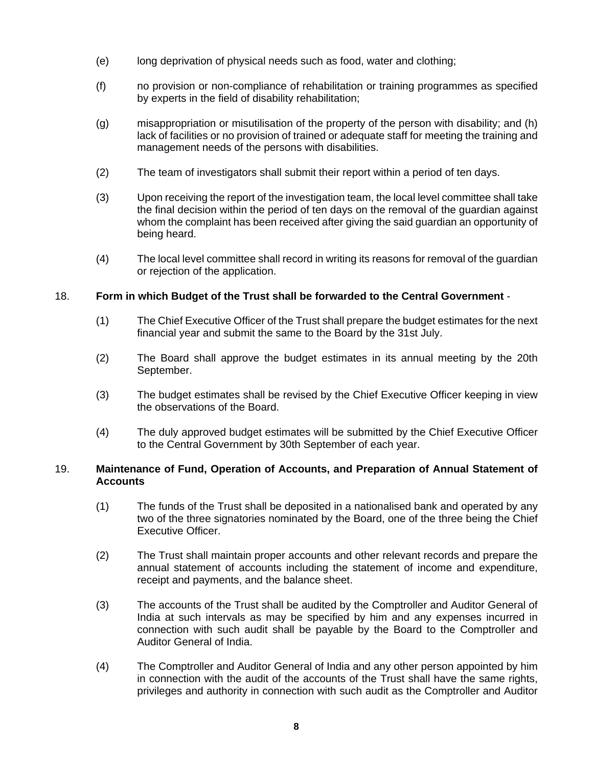(e) long deprivation of physical needs such as food, water and clothing;

(f) no provision or non-compliance of rehabilitation or training programmes as specified by experts in the field of disability rehabilitation;

(g) misappropriation or misutilisation of the property of the person with disability; and (h) lack of facilities or no provision of trained or adequate staff for meeting the training and management needs of the persons with disabilities.

(2) The team of investigators shall submit their report within a period of ten days.

(3) Upon receiving the report of the investigation team, the local level committee shall take the final decision within the period of ten days on the removal of the guardian against whom the complaint has been received after giving the said guardian an opportunity of being heard.

(4) The local level committee shall record in writing its reasons for removal of the guardian or rejection of the application.

18. **Form in which Budget of the Trust shall be forwarded to the Central Government** -

(1) The Chief Executive Officer of the Trust shall prepare the budget estimates for the next financial year and submit the same to the Board by the 31st July.

(2) The Board shall approve the budget estimates in its annual meeting by the 20th September.

(3) The budget estimates shall be revised by the Chief Executive Officer keeping in view the observations of the Board.

(4) The duly approved budget estimates will be submitted by the Chief Executive Officer to the Central Government by 30th September of each year.

19. **Maintenance of Fund, Operation of Accounts, and Preparation of Annual Statement of Accounts**

(1) The funds of the Trust shall be deposited in a nationalised bank and operated by any two of the three signatories nominated by the Board, one of the three being the Chief Executive Officer.

(2) The Trust shall maintain proper accounts and other relevant records and prepare the annual statement of accounts including the statement of income and expenditure, receipt and payments, and the balance sheet.

(3) The accounts of the Trust shall be audited by the Comptroller and Auditor General of India at such intervals as may be specified by him and any expenses incurred in connection with such audit shall be payable by the Board to the Comptroller and Auditor General of India.

(4) The Comptroller and Auditor General of India and any other person appointed by him in connection with the audit of the accounts of the Trust shall have the same rights, privileges and authority in connection with such audit as the Comptroller and Auditor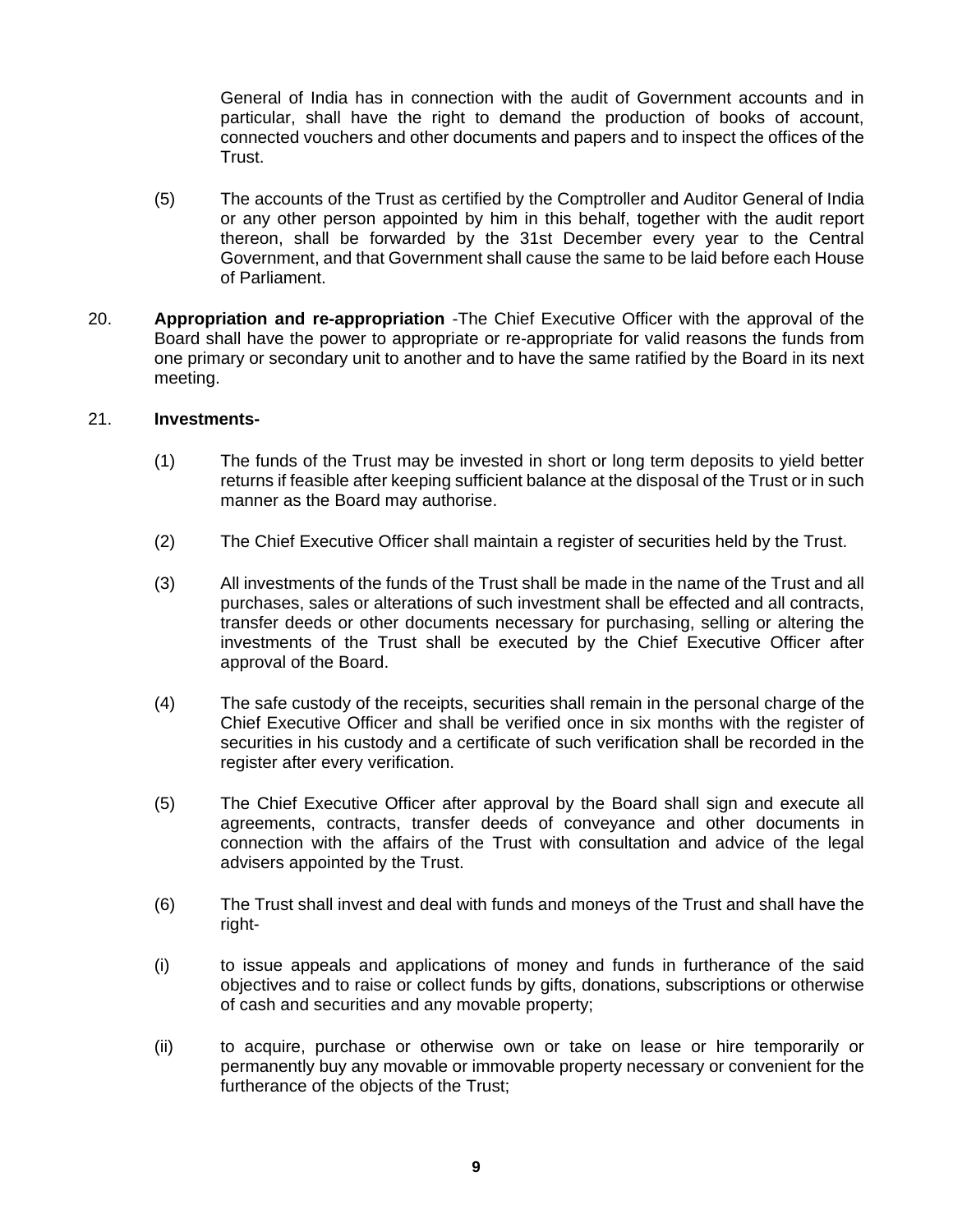General of India has in connection with the audit of Government accounts and in particular, shall have the right to demand the production of books of account, connected vouchers and other documents and papers and to inspect the offices of the Trust.

(5) The accounts of the Trust as certified by the Comptroller and Auditor General of India or any other person appointed by him in this behalf, together with the audit report thereon, shall be forwarded by the 31st December every year to the Central Government, and that Government shall cause the same to be laid before each House of Parliament.

20. **Appropriation and re-appropriation** -The Chief Executive Officer with the approval of the Board shall have the power to appropriate or re-appropriate for valid reasons the funds from one primary or secondary unit to another and to have the same ratified by the Board in its next meeting.

21. **Investments-**

(1) The funds of the Trust may be invested in short or long term deposits to yield better returns if feasible after keeping sufficient balance at the disposal of the Trust or in such manner as the Board may authorise.

(2) The Chief Executive Officer shall maintain a register of securities held by the Trust.

(3) All investments of the funds of the Trust shall be made in the name of the Trust and all purchases, sales or alterations of such investment shall be effected and all contracts, transfer deeds or other documents necessary for purchasing, selling or altering the investments of the Trust shall be executed by the Chief Executive Officer after approval of the Board.

(4) The safe custody of the receipts, securities shall remain in the personal charge of the Chief Executive Officer and shall be verified once in six months with the register of securities in his custody and a certificate of such verification shall be recorded in the register after every verification.

(5) The Chief Executive Officer after approval by the Board shall sign and execute all agreements, contracts, transfer deeds of conveyance and other documents in connection with the affairs of the Trust with consultation and advice of the legal advisers appointed by the Trust.

(6) The Trust shall invest and deal with funds and moneys of the Trust and shall have the right-

(i) to issue appeals and applications of money and funds in furtherance of the said objectives and to raise or collect funds by gifts, donations, subscriptions or otherwise of cash and securities and any movable property;

(ii) to acquire, purchase or otherwise own or take on lease or hire temporarily or permanently buy any movable or immovable property necessary or convenient for the furtherance of the objects of the Trust;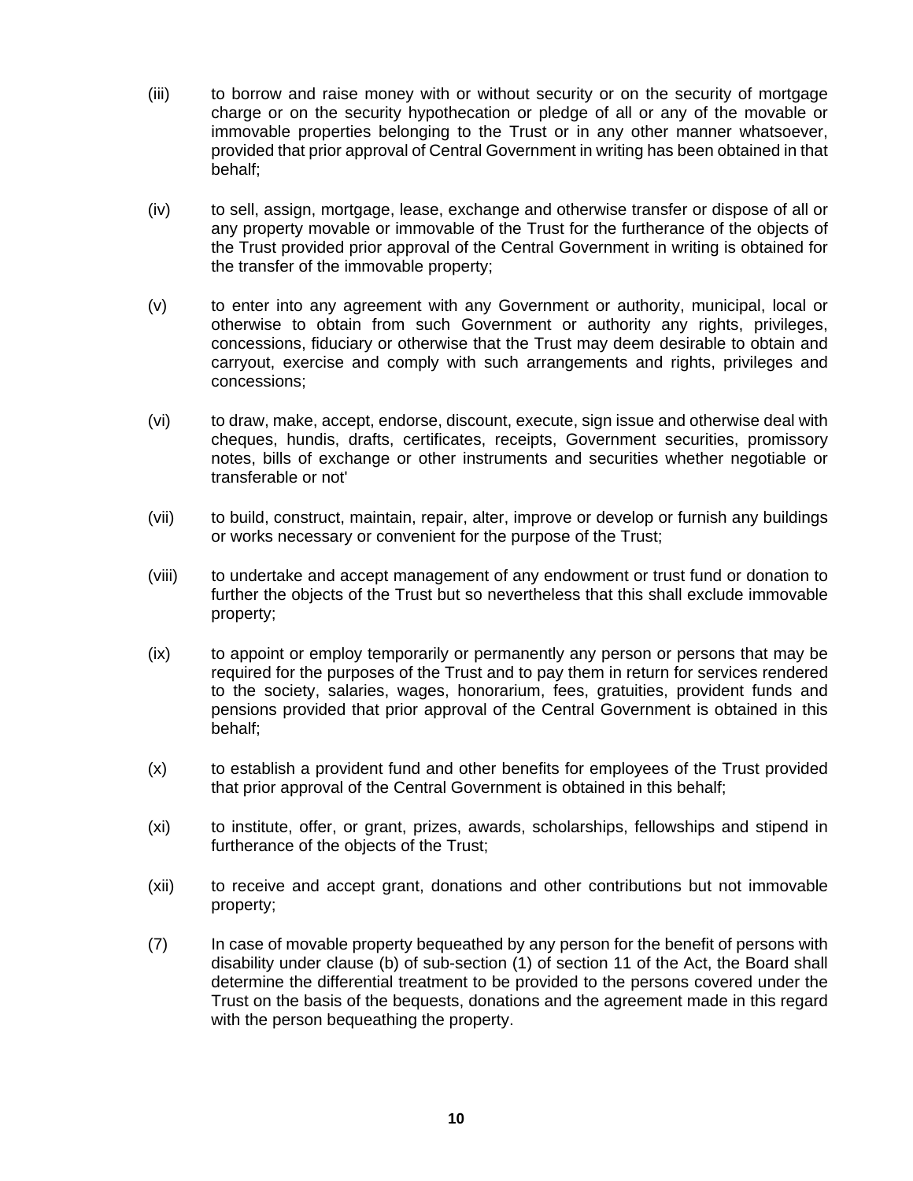(iii) to borrow and raise money with or without security or on the security of mortgage charge or on the security hypothecation or pledge of all or any of the movable or immovable properties belonging to the Trust or in any other manner whatsoever, provided that prior approval of Central Government in writing has been obtained in that behalf;

(iv) to sell, assign, mortgage, lease, exchange and otherwise transfer or dispose of all or any property movable or immovable of the Trust for the furtherance of the objects of the Trust provided prior approval of the Central Government in writing is obtained for the transfer of the immovable property;

(v) to enter into any agreement with any Government or authority, municipal, local or otherwise to obtain from such Government or authority any rights, privileges, concessions, fiduciary or otherwise that the Trust may deem desirable to obtain and carryout, exercise and comply with such arrangements and rights, privileges and concessions;

(vi) to draw, make, accept, endorse, discount, execute, sign issue and otherwise deal with cheques, hundis, drafts, certificates, receipts, Government securities, promissory notes, bills of exchange or other instruments and securities whether negotiable or transferable or not'

(vii) to build, construct, maintain, repair, alter, improve or develop or furnish any buildings or works necessary or convenient for the purpose of the Trust;

(viii) to undertake and accept management of any endowment or trust fund or donation to further the objects of the Trust but so nevertheless that this shall exclude immovable property;

(ix) to appoint or employ temporarily or permanently any person or persons that may be required for the purposes of the Trust and to pay them in return for services rendered to the society, salaries, wages, honorarium, fees, gratuities, provident funds and pensions provided that prior approval of the Central Government is obtained in this behalf;

(x) to establish a provident fund and other benefits for employees of the Trust provided that prior approval of the Central Government is obtained in this behalf;

(xi) to institute, offer, or grant, prizes, awards, scholarships, fellowships and stipend in furtherance of the objects of the Trust;

(xii) to receive and accept grant, donations and other contributions but not immovable property;

(7) In case of movable property bequeathed by any person for the benefit of persons with disability under clause (b) of sub-section (1) of section 11 of the Act, the Board shall determine the differential treatment to be provided to the persons covered under the Trust on the basis of the bequests, donations and the agreement made in this regard with the person bequeathing the property.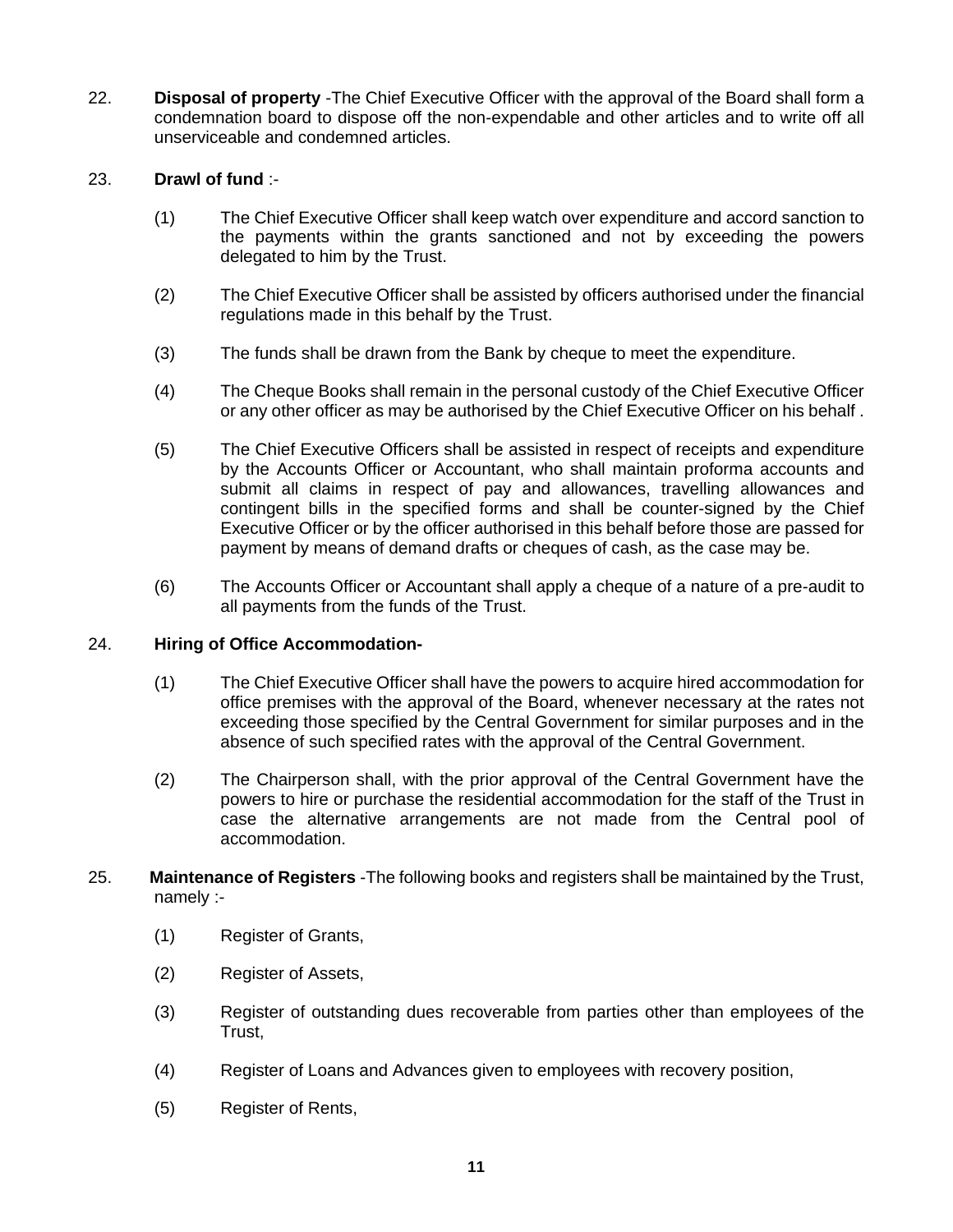22. **Disposal of property** -The Chief Executive Officer with the approval of the Board shall form a condemnation board to dispose off the non-expendable and other articles and to write off all unserviceable and condemned articles.

23. **Drawl of fund** :-

    (1) The Chief Executive Officer shall keep watch over expenditure and accord sanction to the payments within the grants sanctioned and not by exceeding the powers delegated to him by the Trust.

    (2) The Chief Executive Officer shall be assisted by officers authorised under the financial regulations made in this behalf by the Trust.

    (3) The funds shall be drawn from the Bank by cheque to meet the expenditure.

    (4) The Cheque Books shall remain in the personal custody of the Chief Executive Officer or any other officer as may be authorised by the Chief Executive Officer on his behalf .

    (5) The Chief Executive Officers shall be assisted in respect of receipts and expenditure by the Accounts Officer or Accountant, who shall maintain proforma accounts and submit all claims in respect of pay and allowances, travelling allowances and contingent bills in the specified forms and shall be counter-signed by the Chief Executive Officer or by the officer authorised in this behalf before those are passed for payment by means of demand drafts or cheques of cash, as the case may be.

    (6) The Accounts Officer or Accountant shall apply a cheque of a nature of a pre-audit to all payments from the funds of the Trust.

24. **Hiring of Office Accommodation-**

    (1) The Chief Executive Officer shall have the powers to acquire hired accommodation for office premises with the approval of the Board, whenever necessary at the rates not exceeding those specified by the Central Government for similar purposes and in the absence of such specified rates with the approval of the Central Government.

    (2) The Chairperson shall, with the prior approval of the Central Government have the powers to hire or purchase the residential accommodation for the staff of the Trust in case the alternative arrangements are not made from the Central pool of accommodation.

25. **Maintenance of Registers** -The following books and registers shall be maintained by the Trust, namely :-

    (1) Register of Grants,

    (2) Register of Assets,

    (3) Register of outstanding dues recoverable from parties other than employees of the Trust,

    (4) Register of Loans and Advances given to employees with recovery position,

    (5) Register of Rents,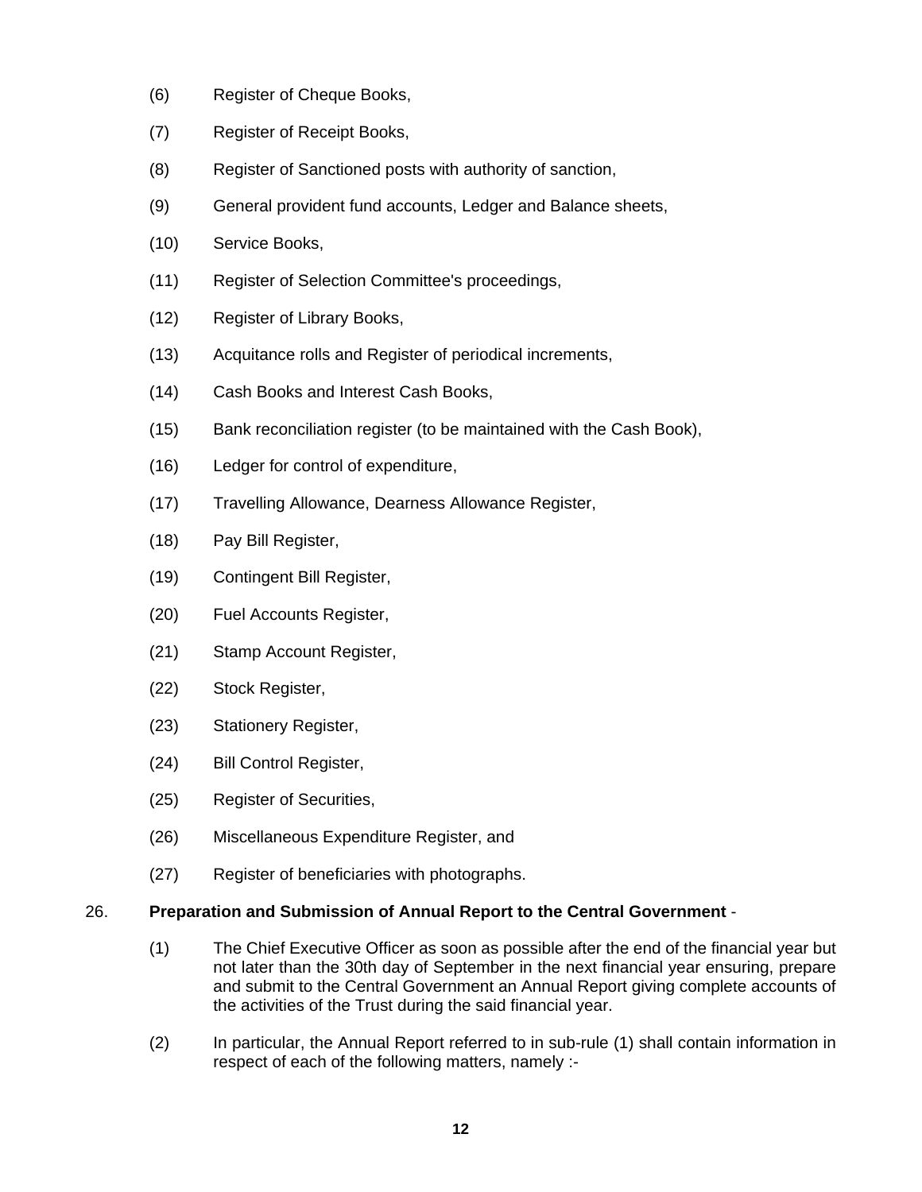(6) Register of Cheque Books,

(7) Register of Receipt Books,

(8) Register of Sanctioned posts with authority of sanction,

(9) General provident fund accounts, Ledger and Balance sheets,

(10) Service Books,

(11) Register of Selection Committee's proceedings,

(12) Register of Library Books,

(13) Acquitance rolls and Register of periodical increments,

(14) Cash Books and Interest Cash Books,

(15) Bank reconciliation register (to be maintained with the Cash Book),

(16) Ledger for control of expenditure,

(17) Travelling Allowance, Dearness Allowance Register,

(18) Pay Bill Register,

(19) Contingent Bill Register,

(20) Fuel Accounts Register,

(21) Stamp Account Register,

(22) Stock Register,

(23) Stationery Register,

(24) Bill Control Register,

(25) Register of Securities,

(26) Miscellaneous Expenditure Register, and

(27) Register of beneficiaries with photographs.

26. **Preparation and Submission of Annual Report to the Central Government** -

(1) The Chief Executive Officer as soon as possible after the end of the financial year but not later than the 30th day of September in the next financial year ensuring, prepare and submit to the Central Government an Annual Report giving complete accounts of the activities of the Trust during the said financial year.

(2) In particular, the Annual Report referred to in sub-rule (1) shall contain information in respect of each of the following matters, namely :-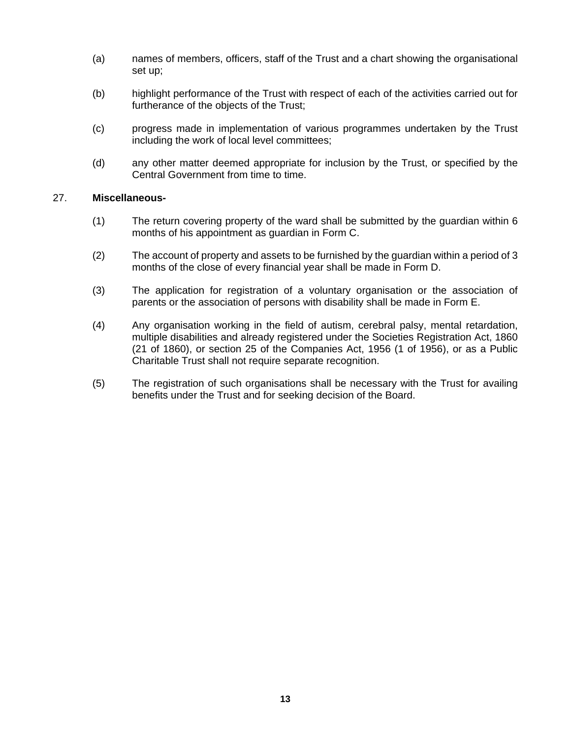(a) names of members, officers, staff of the Trust and a chart showing the organisational set up;

(b) highlight performance of the Trust with respect of each of the activities carried out for furtherance of the objects of the Trust;

(c) progress made in implementation of various programmes undertaken by the Trust including the work of local level committees;

(d) any other matter deemed appropriate for inclusion by the Trust, or specified by the Central Government from time to time.

27. **Miscellaneous-**

(1) The return covering property of the ward shall be submitted by the guardian within 6 months of his appointment as guardian in Form C.

(2) The account of property and assets to be furnished by the guardian within a period of 3 months of the close of every financial year shall be made in Form D.

(3) The application for registration of a voluntary organisation or the association of parents or the association of persons with disability shall be made in Form E.

(4) Any organisation working in the field of autism, cerebral palsy, mental retardation, multiple disabilities and already registered under the Societies Registration Act, 1860 (21 of 1860), or section 25 of the Companies Act, 1956 (1 of 1956), or as a Public Charitable Trust shall not require separate recognition.

(5) The registration of such organisations shall be necessary with the Trust for availing benefits under the Trust and for seeking decision of the Board.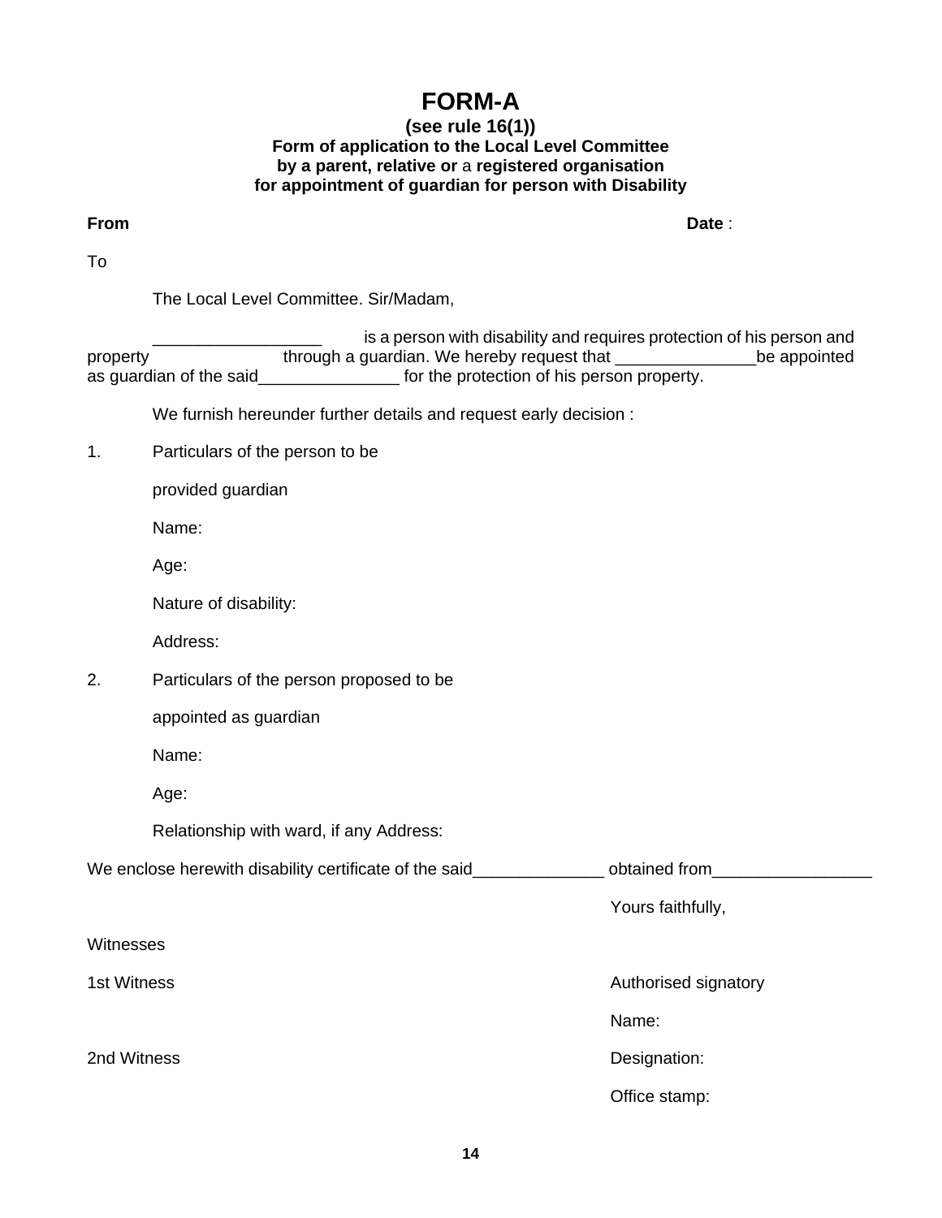# FORM-A

**(see rule 16(1))**
**Form of application to the Local Level Committee**
**by a parent, relative or** a **registered organisation**
**for appointment of guardian for person with Disability**

**From** **Date** :

To

The Local Level Committee. Sir/Madam,

__________________ is a person with disability and requires protection of his person and property through a guardian. We hereby request that _______________be appointed as guardian of the said_______________ for the protection of his person property.

We furnish hereunder further details and request early decision :

1. Particulars of the person to be

   provided guardian

   Name:

   Age:

   Nature of disability:

   Address:

2. Particulars of the person proposed to be

   appointed as guardian

   Name:

   Age:

   Relationship with ward, if any Address:

We enclose herewith disability certificate of the said______________ obtained from_________________

Yours faithfully,

Witnesses

1st Witness

Authorised signatory

Name:

2nd Witness

Designation:

Office stamp: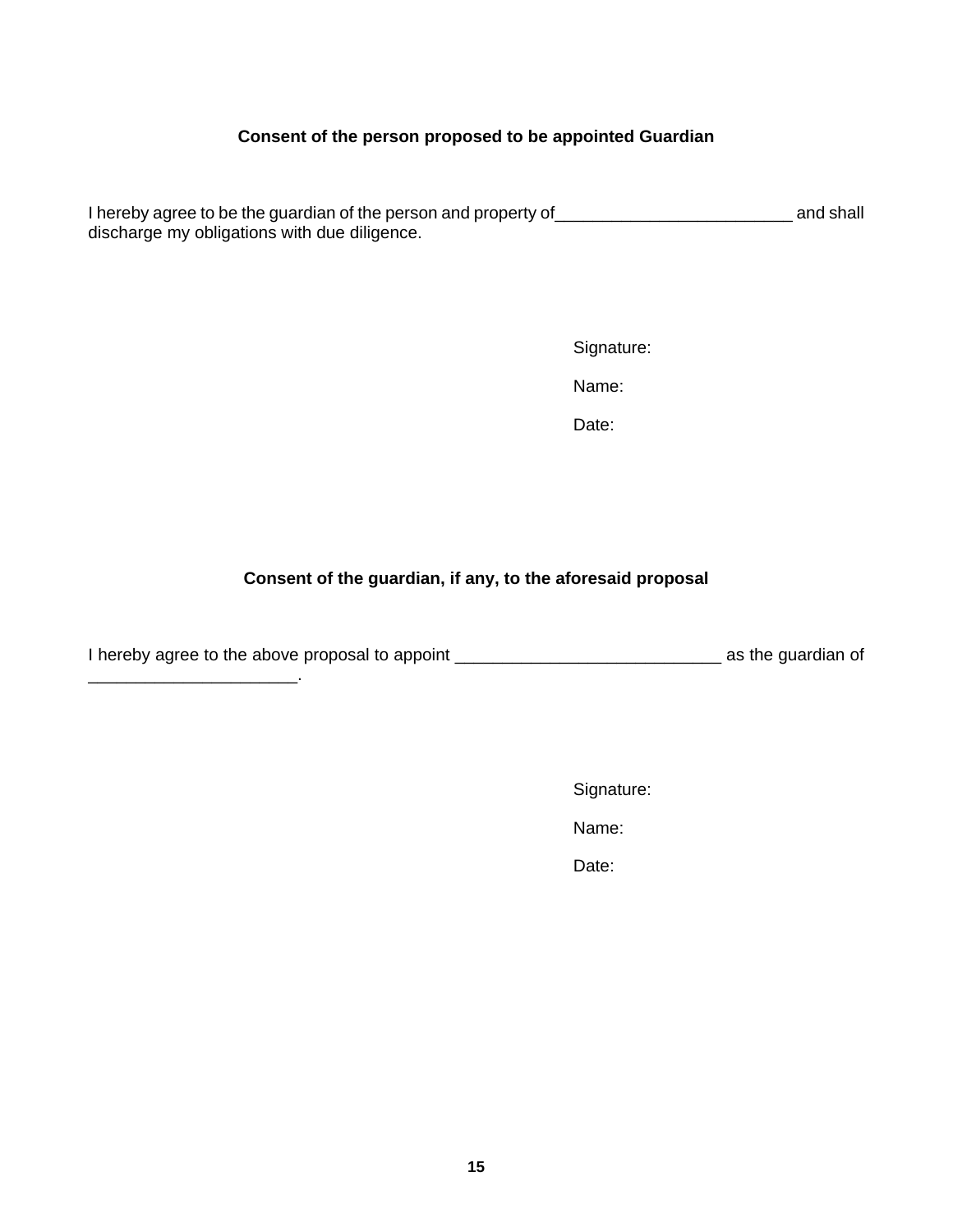**Consent of the person proposed to be appointed Guardian**

I hereby agree to be the guardian of the person and property of_________________________ and shall discharge my obligations with due diligence.

Signature:

Name:

Date:

**Consent of the guardian, if any, to the aforesaid proposal**

I hereby agree to the above proposal to appoint ____________________________ as the guardian of ______________________.

Signature:

Name:

Date: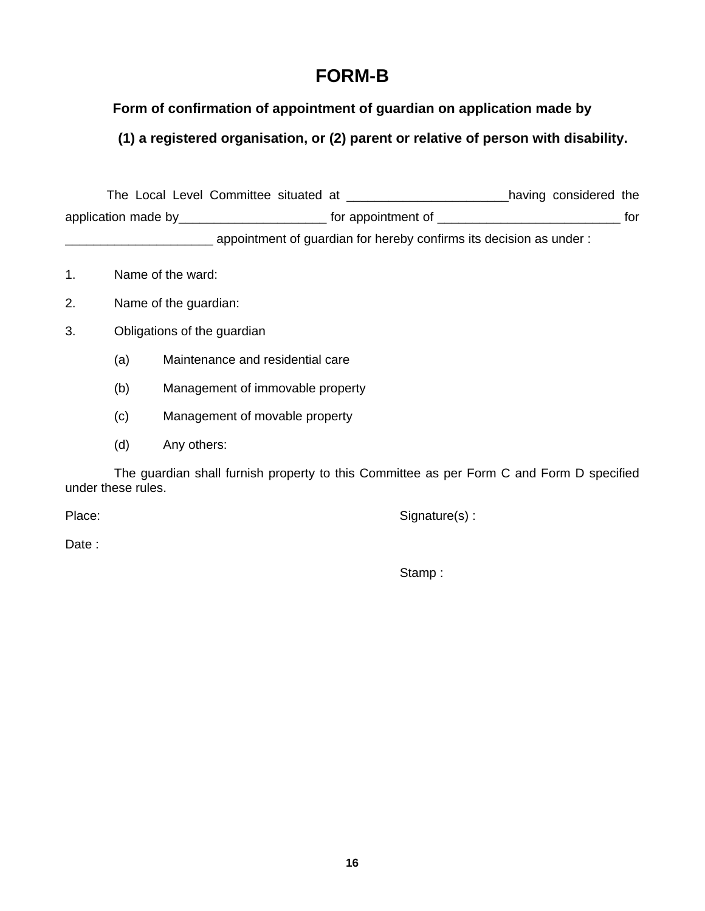# FORM-B

### Form of confirmation of appointment of guardian on application made by

### (1) a registered organisation, or (2) parent or relative of person with disability.

The Local Level Committee situated at _______________________having considered the application made by_____________________ for appointment of __________________________ for _____________________ appointment of guardian for hereby confirms its decision as under :

1. Name of the ward:
2. Name of the guardian:
3. Obligations of the guardian
   (a) Maintenance and residential care
   (b) Management of immovable property
   (c) Management of movable property
   (d) Any others:

The guardian shall furnish property to this Committee as per Form C and Form D specified under these rules.

Place: Signature(s) :

Date :

Stamp :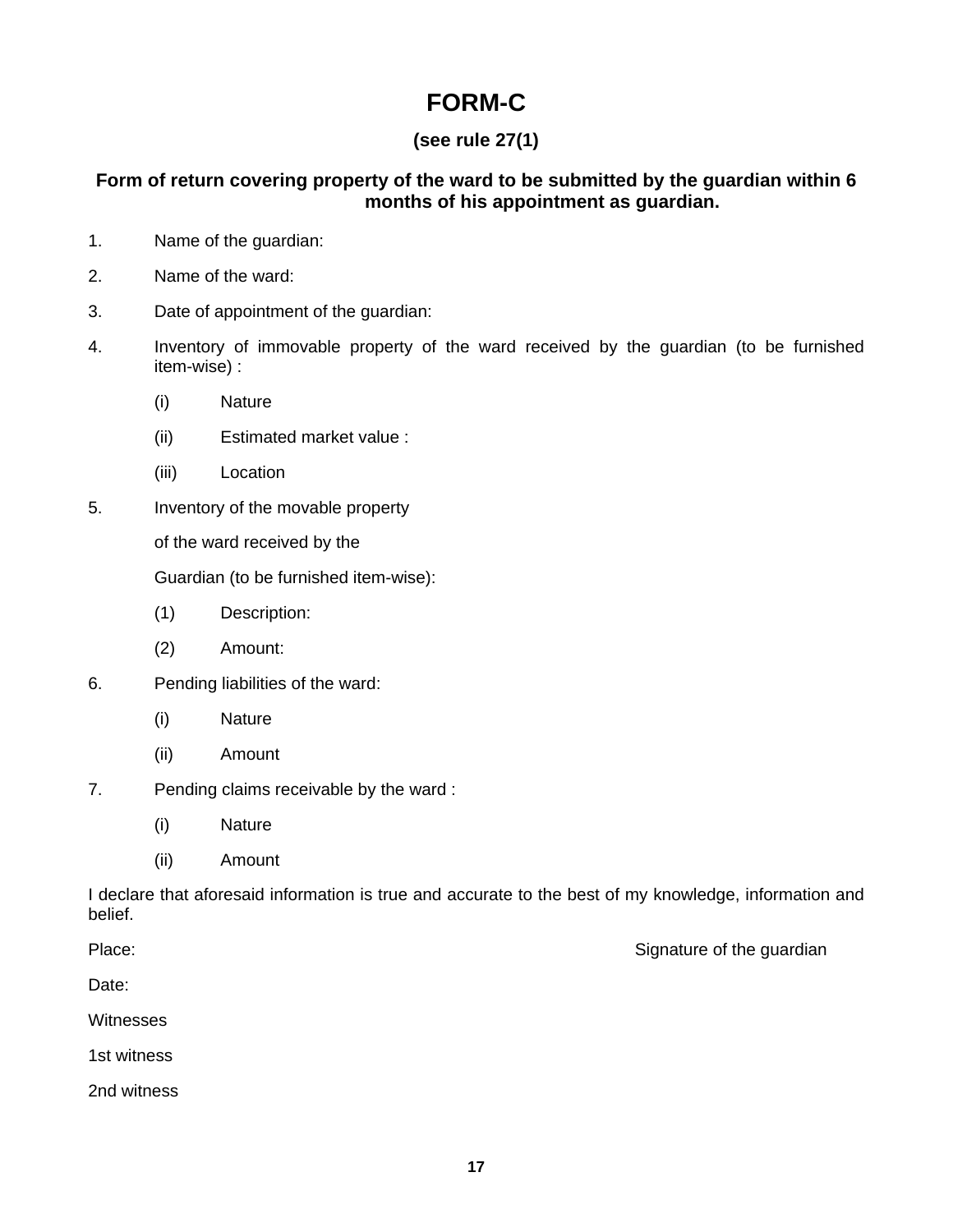# FORM-C

**(see rule 27(1)**

**Form of return covering property of the ward to be submitted by the guardian within 6 months of his appointment as guardian.**

1. Name of the guardian:
2. Name of the ward:
3. Date of appointment of the guardian:
4. Inventory of immovable property of the ward received by the guardian (to be furnished item-wise) :
   - (i) Nature
   - (ii) Estimated market value :
   - (iii) Location
5. Inventory of the movable property of the ward received by the Guardian (to be furnished item-wise):
   - (1) Description:
   - (2) Amount:
6. Pending liabilities of the ward:
   - (i) Nature
   - (ii) Amount
7. Pending claims receivable by the ward :
   - (i) Nature
   - (ii) Amount

I declare that aforesaid information is true and accurate to the best of my knowledge, information and belief.

Place: Signature of the guardian

Date:

Witnesses

1st witness

2nd witness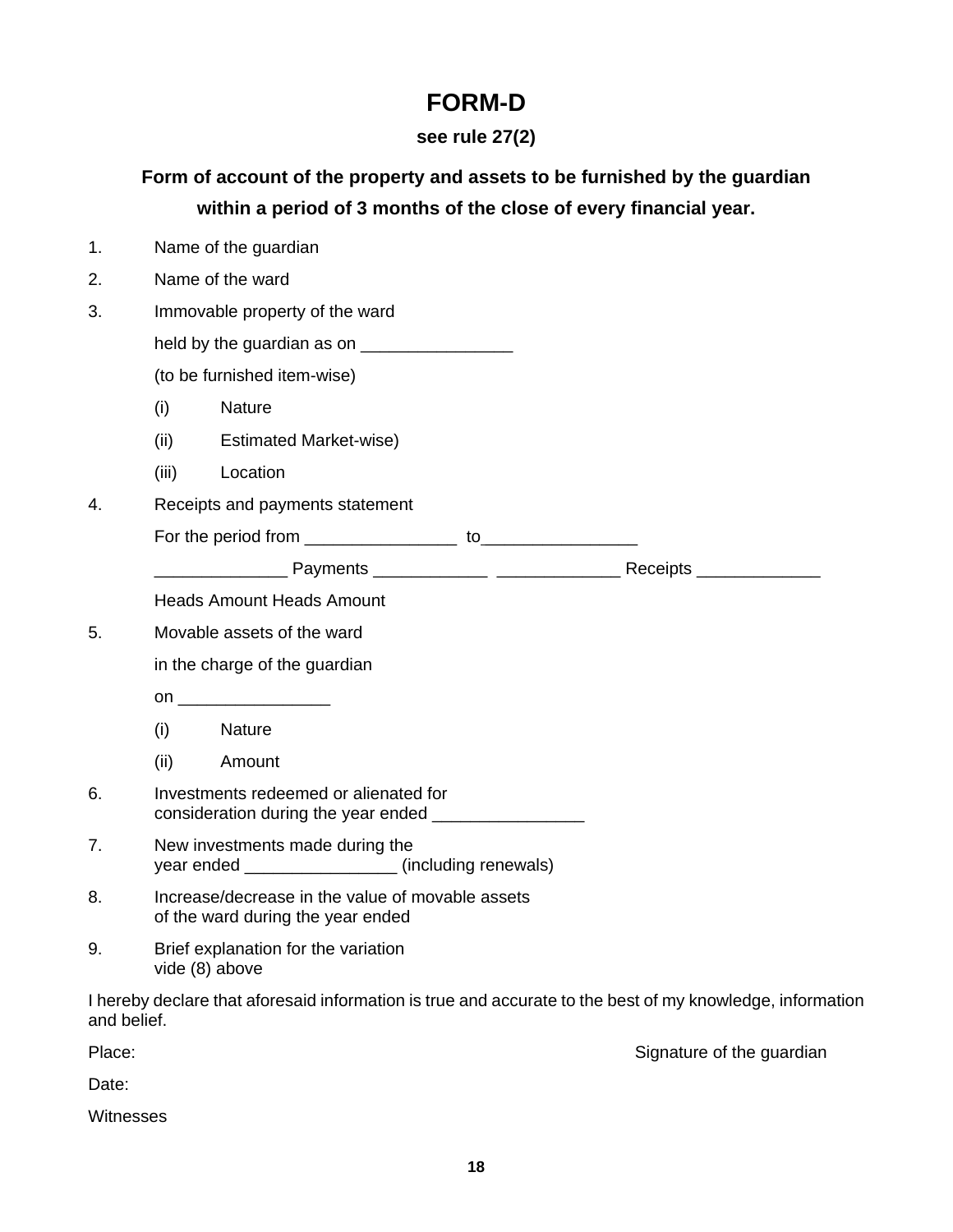# FORM-D

### see rule 27(2)

### Form of account of the property and assets to be furnished by the guardian within a period of 3 months of the close of every financial year.

1. Name of the guardian
2. Name of the ward
3. Immovable property of the ward
   held by the guardian as on ________________
   (to be furnished item-wise)
   (i) Nature
   (ii) Estimated Market-wise)
   (iii) Location
4. Receipts and payments statement
   For the period from ________________ to________________
   _____________ Payments ____________ _____________ Receipts _____________
   Heads Amount Heads Amount
5. Movable assets of the ward
   in the charge of the guardian
   on ________________
   (i) Nature
   (ii) Amount
6. Investments redeemed or alienated for
   consideration during the year ended ________________
7. New investments made during the
   year ended ________________ (including renewals)
8. Increase/decrease in the value of movable assets
   of the ward during the year ended
9. Brief explanation for the variation
   vide (8) above

I hereby declare that aforesaid information is true and accurate to the best of my knowledge, information and belief.

Place: Signature of the guardian

Date:

Witnesses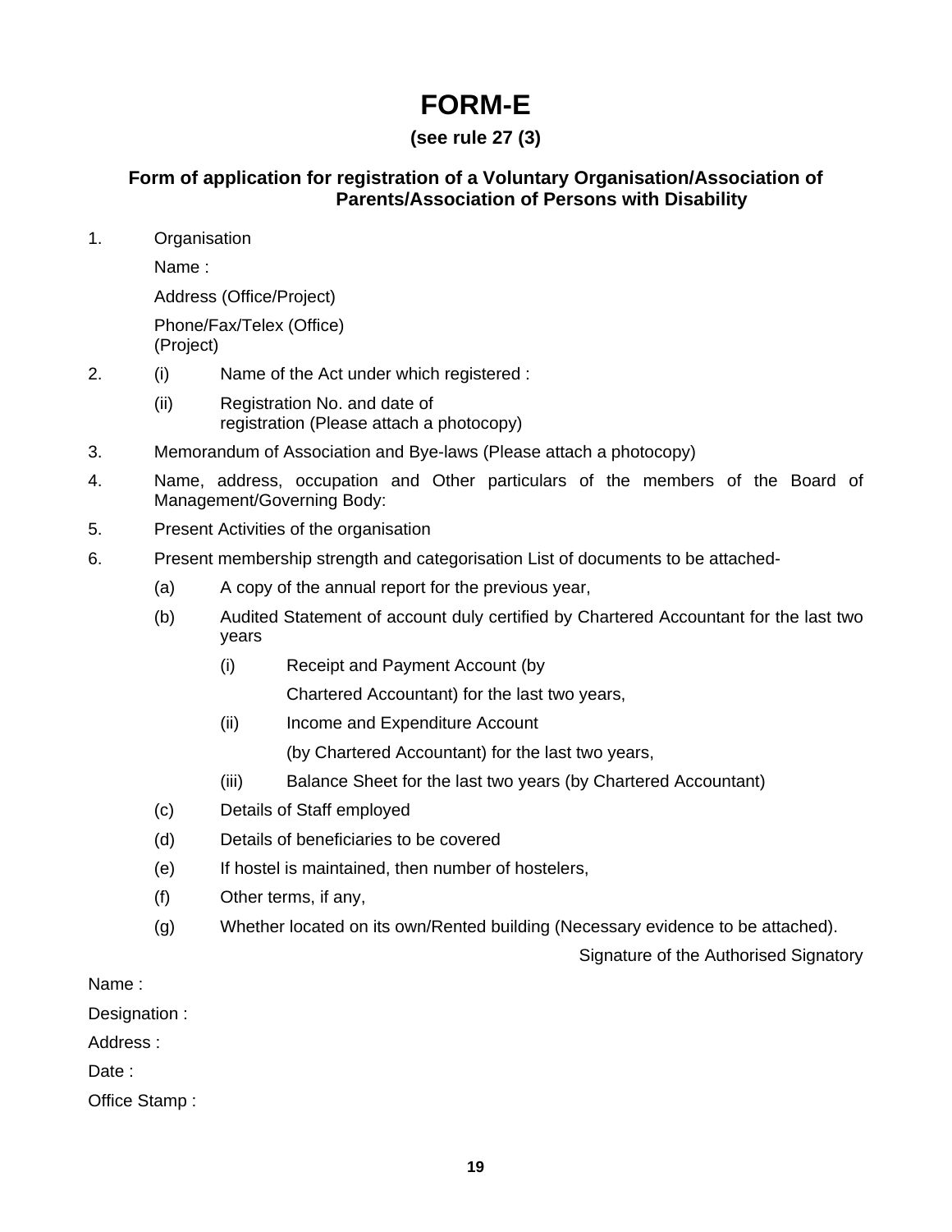# FORM-E

### (see rule 27 (3))

### Form of application for registration of a Voluntary Organisation/Association of Parents/Association of Persons with Disability

1. Organisation

   Name :

   Address (Office/Project)

   Phone/Fax/Telex (Office)
   (Project)

2. (i) Name of the Act under which registered :

   (ii) Registration No. and date of registration (Please attach a photocopy)

3. Memorandum of Association and Bye-laws (Please attach a photocopy)

4. Name, address, occupation and Other particulars of the members of the Board of Management/Governing Body:

5. Present Activities of the organisation

6. Present membership strength and categorisation List of documents to be attached-

   (a) A copy of the annual report for the previous year,

   (b) Audited Statement of account duly certified by Chartered Accountant for the last two years

      (i) Receipt and Payment Account (by Chartered Accountant) for the last two years,

      (ii) Income and Expenditure Account (by Chartered Accountant) for the last two years,

      (iii) Balance Sheet for the last two years (by Chartered Accountant)

   (c) Details of Staff employed

   (d) Details of beneficiaries to be covered

   (e) If hostel is maintained, then number of hostelers,

   (f) Other terms, if any,

   (g) Whether located on its own/Rented building (Necessary evidence to be attached).

Signature of the Authorised Signatory

Name :

Designation :

Address :

Date :

Office Stamp :